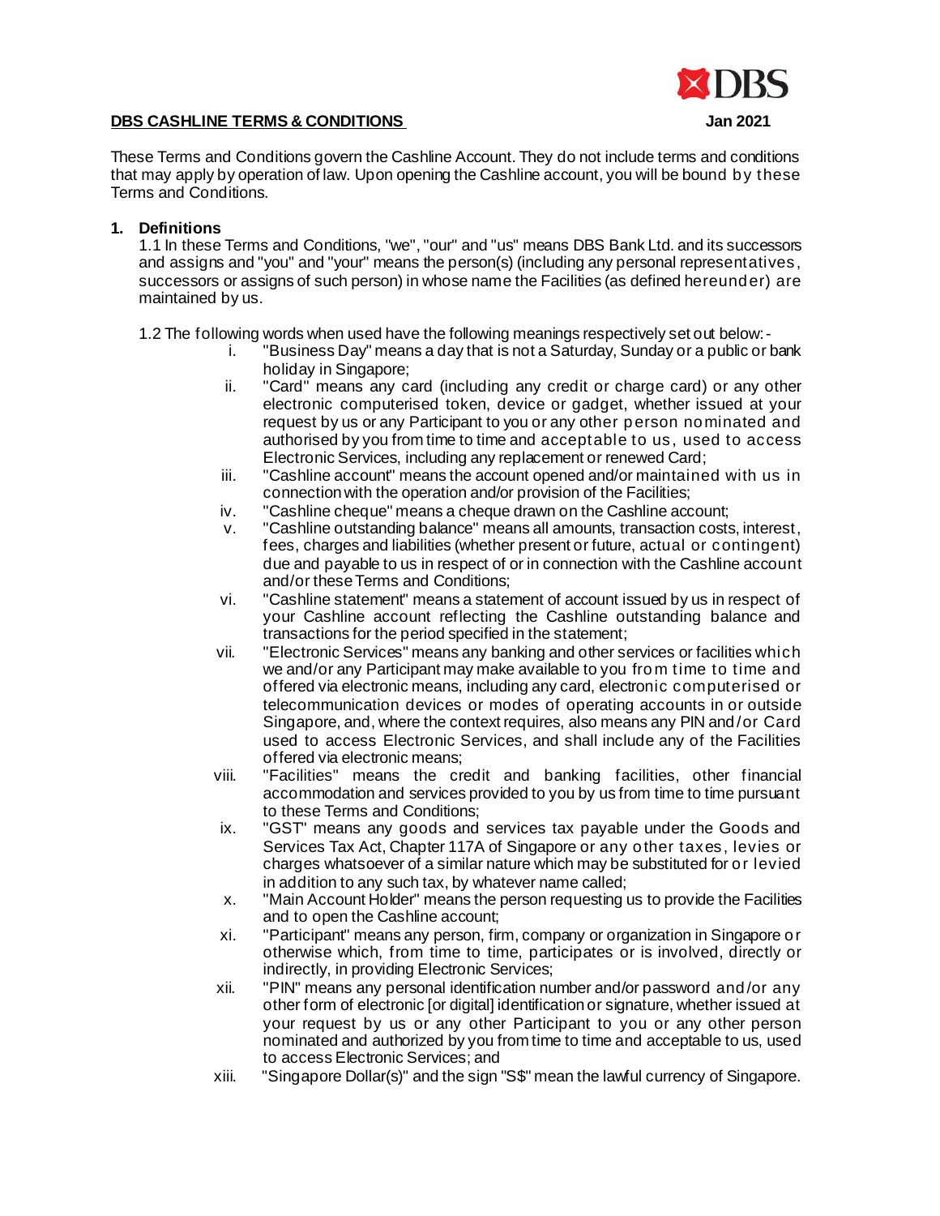**DBS CASHLINE TERMS & CONDITIONS** **Jan 2021**

These Terms and Conditions govern the Cashline Account. They do not include terms and conditions that may apply by operation of law. Upon opening the Cashline account, you will be bound by these Terms and Conditions.

## 1. Definitions

1.1 In these Terms and Conditions, "we", "our" and "us" means DBS Bank Ltd. and its successors and assigns and "you" and "your" means the person(s) (including any personal representatives, successors or assigns of such person) in whose name the Facilities (as defined hereunder) are maintained by us.

1.2 The following words when used have the following meanings respectively set out below:-

i. "Business Day" means a day that is not a Saturday, Sunday or a public or bank holiday in Singapore;

ii. "Card" means any card (including any credit or charge card) or any other electronic computerised token, device or gadget, whether issued at your request by us or any Participant to you or any other person nominated and authorised by you from time to time and acceptable to us, used to access Electronic Services, including any replacement or renewed Card;

iii. "Cashline account" means the account opened and/or maintained with us in connection with the operation and/or provision of the Facilities;

iv. "Cashline cheque" means a cheque drawn on the Cashline account;

v. "Cashline outstanding balance" means all amounts, transaction costs, interest, fees, charges and liabilities (whether present or future, actual or contingent) due and payable to us in respect of or in connection with the Cashline account and/or these Terms and Conditions;

vi. "Cashline statement" means a statement of account issued by us in respect of your Cashline account reflecting the Cashline outstanding balance and transactions for the period specified in the statement;

vii. "Electronic Services" means any banking and other services or facilities which we and/or any Participant may make available to you from time to time and offered via electronic means, including any card, electronic computerised or telecommunication devices or modes of operating accounts in or outside Singapore, and, where the context requires, also means any PIN and/or Card used to access Electronic Services, and shall include any of the Facilities offered via electronic means;

viii. "Facilities" means the credit and banking facilities, other financial accommodation and services provided to you by us from time to time pursuant to these Terms and Conditions;

ix. "GST" means any goods and services tax payable under the Goods and Services Tax Act, Chapter 117A of Singapore or any other taxes, levies or charges whatsoever of a similar nature which may be substituted for or levied in addition to any such tax, by whatever name called;

x. "Main Account Holder" means the person requesting us to provide the Facilities and to open the Cashline account;

xi. "Participant" means any person, firm, company or organization in Singapore or otherwise which, from time to time, participates or is involved, directly or indirectly, in providing Electronic Services;

xii. "PIN" means any personal identification number and/or password and/or any other form of electronic [or digital] identification or signature, whether issued at your request by us or any other Participant to you or any other person nominated and authorized by you from time to time and acceptable to us, used to access Electronic Services; and

xiii. "Singapore Dollar(s)" and the sign "S$" mean the lawful currency of Singapore.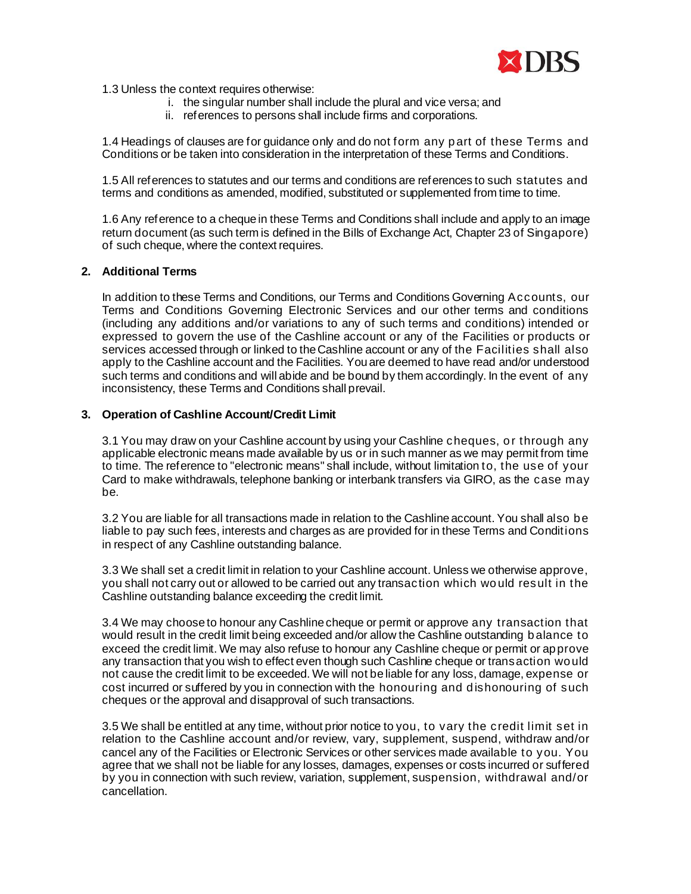1.3 Unless the context requires otherwise:

i. the singular number shall include the plural and vice versa; and
ii. references to persons shall include firms and corporations.

1.4 Headings of clauses are for guidance only and do not form any part of these Terms and Conditions or be taken into consideration in the interpretation of these Terms and Conditions.

1.5 All references to statutes and our terms and conditions are references to such statutes and terms and conditions as amended, modified, substituted or supplemented from time to time.

1.6 Any reference to a cheque in these Terms and Conditions shall include and apply to an image return document (as such term is defined in the Bills of Exchange Act, Chapter 23 of Singapore) of such cheque, where the context requires.

## 2. Additional Terms

In addition to these Terms and Conditions, our Terms and Conditions Governing Accounts, our Terms and Conditions Governing Electronic Services and our other terms and conditions (including any additions and/or variations to any of such terms and conditions) intended or expressed to govern the use of the Cashline account or any of the Facilities or products or services accessed through or linked to the Cashline account or any of the Facilities shall also apply to the Cashline account and the Facilities. You are deemed to have read and/or understood such terms and conditions and will abide and be bound by them accordingly. In the event of any inconsistency, these Terms and Conditions shall prevail.

## 3. Operation of Cashline Account/Credit Limit

3.1 You may draw on your Cashline account by using your Cashline cheques, or through any applicable electronic means made available by us or in such manner as we may permit from time to time. The reference to "electronic means" shall include, without limitation to, the use of your Card to make withdrawals, telephone banking or interbank transfers via GIRO, as the case may be.

3.2 You are liable for all transactions made in relation to the Cashline account. You shall also be liable to pay such fees, interests and charges as are provided for in these Terms and Conditions in respect of any Cashline outstanding balance.

3.3 We shall set a credit limit in relation to your Cashline account. Unless we otherwise approve, you shall not carry out or allowed to be carried out any transaction which would result in the Cashline outstanding balance exceeding the credit limit.

3.4 We may choose to honour any Cashline cheque or permit or approve any transaction that would result in the credit limit being exceeded and/or allow the Cashline outstanding balance to exceed the credit limit. We may also refuse to honour any Cashline cheque or permit or approve any transaction that you wish to effect even though such Cashline cheque or transaction would not cause the credit limit to be exceeded. We will not be liable for any loss, damage, expense or cost incurred or suffered by you in connection with the honouring and dishonouring of such cheques or the approval and disapproval of such transactions.

3.5 We shall be entitled at any time, without prior notice to you, to vary the credit limit set in relation to the Cashline account and/or review, vary, supplement, suspend, withdraw and/or cancel any of the Facilities or Electronic Services or other services made available to you. You agree that we shall not be liable for any losses, damages, expenses or costs incurred or suffered by you in connection with such review, variation, supplement, suspension, withdrawal and/or cancellation.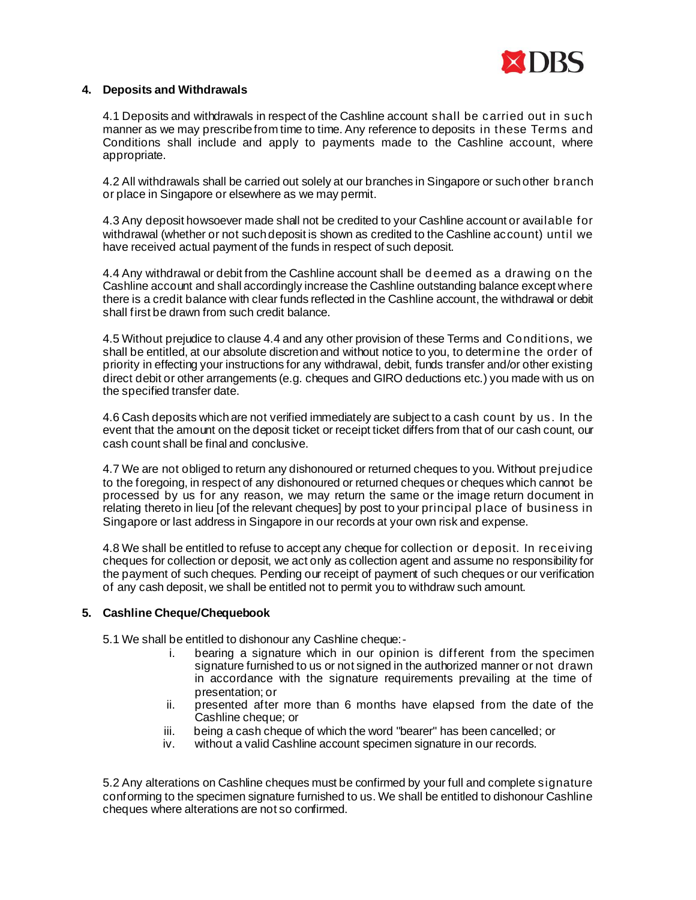## 4. Deposits and Withdrawals

4.1 Deposits and withdrawals in respect of the Cashline account shall be carried out in such manner as we may prescribe from time to time. Any reference to deposits in these Terms and Conditions shall include and apply to payments made to the Cashline account, where appropriate.

4.2 All withdrawals shall be carried out solely at our branches in Singapore or such other branch or place in Singapore or elsewhere as we may permit.

4.3 Any deposit howsoever made shall not be credited to your Cashline account or available for withdrawal (whether or not such deposit is shown as credited to the Cashline account) until we have received actual payment of the funds in respect of such deposit.

4.4 Any withdrawal or debit from the Cashline account shall be deemed as a drawing on the Cashline account and shall accordingly increase the Cashline outstanding balance except where there is a credit balance with clear funds reflected in the Cashline account, the withdrawal or debit shall first be drawn from such credit balance.

4.5 Without prejudice to clause 4.4 and any other provision of these Terms and Conditions, we shall be entitled, at our absolute discretion and without notice to you, to determine the order of priority in effecting your instructions for any withdrawal, debit, funds transfer and/or other existing direct debit or other arrangements (e.g. cheques and GIRO deductions etc.) you made with us on the specified transfer date.

4.6 Cash deposits which are not verified immediately are subject to a cash count by us. In the event that the amount on the deposit ticket or receipt ticket differs from that of our cash count, our cash count shall be final and conclusive.

4.7 We are not obliged to return any dishonoured or returned cheques to you. Without prejudice to the foregoing, in respect of any dishonoured or returned cheques or cheques which cannot be processed by us for any reason, we may return the same or the image return document in relating thereto in lieu [of the relevant cheques] by post to your principal place of business in Singapore or last address in Singapore in our records at your own risk and expense.

4.8 We shall be entitled to refuse to accept any cheque for collection or deposit. In receiving cheques for collection or deposit, we act only as collection agent and assume no responsibility for the payment of such cheques. Pending our receipt of payment of such cheques or our verification of any cash deposit, we shall be entitled not to permit you to withdraw such amount.

## 5. Cashline Cheque/Chequebook

5.1 We shall be entitled to dishonour any Cashline cheque:-

i. bearing a signature which in our opinion is different from the specimen signature furnished to us or not signed in the authorized manner or not drawn in accordance with the signature requirements prevailing at the time of presentation; or

ii. presented after more than 6 months have elapsed from the date of the Cashline cheque; or

iii. being a cash cheque of which the word "bearer" has been cancelled; or

iv. without a valid Cashline account specimen signature in our records.

5.2 Any alterations on Cashline cheques must be confirmed by your full and complete signature conforming to the specimen signature furnished to us. We shall be entitled to dishonour Cashline cheques where alterations are not so confirmed.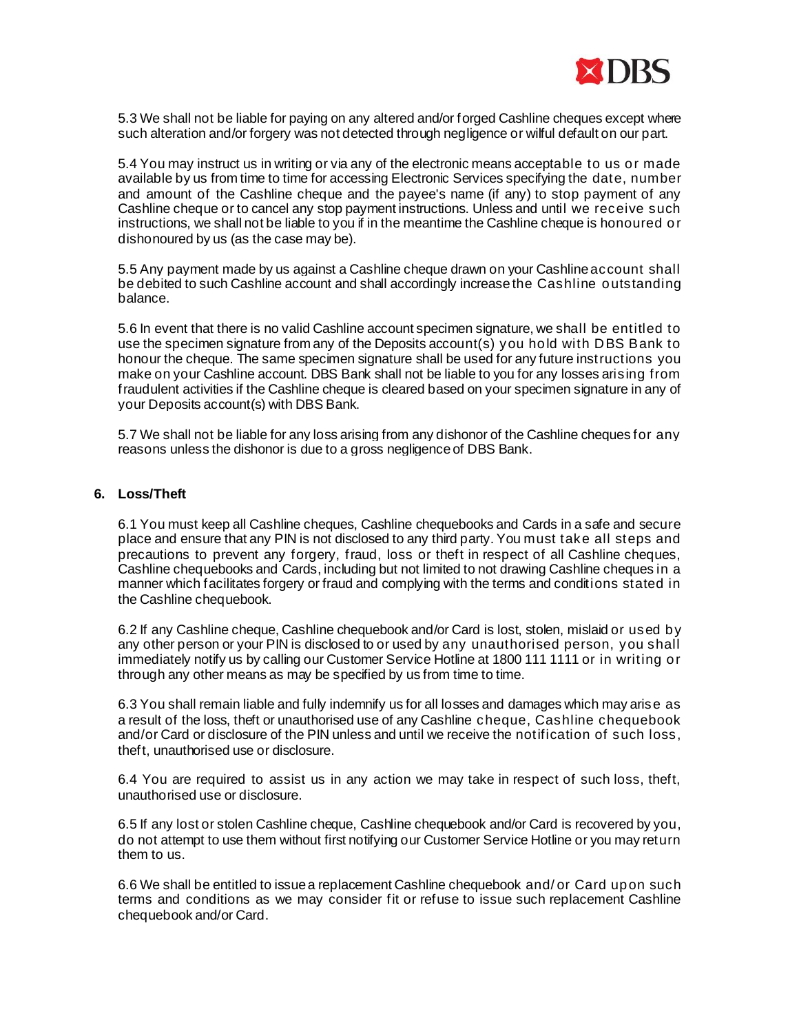5.3 We shall not be liable for paying on any altered and/or forged Cashline cheques except where such alteration and/or forgery was not detected through negligence or wilful default on our part.

5.4 You may instruct us in writing or via any of the electronic means acceptable to us or made available by us from time to time for accessing Electronic Services specifying the date, number and amount of the Cashline cheque and the payee's name (if any) to stop payment of any Cashline cheque or to cancel any stop payment instructions. Unless and until we receive such instructions, we shall not be liable to you if in the meantime the Cashline cheque is honoured or dishonoured by us (as the case may be).

5.5 Any payment made by us against a Cashline cheque drawn on your Cashline account shall be debited to such Cashline account and shall accordingly increase the Cashline outstanding balance.

5.6 In event that there is no valid Cashline account specimen signature, we shall be entitled to use the specimen signature from any of the Deposits account(s) you hold with DBS Bank to honour the cheque. The same specimen signature shall be used for any future instructions you make on your Cashline account. DBS Bank shall not be liable to you for any losses arising from fraudulent activities if the Cashline cheque is cleared based on your specimen signature in any of your Deposits account(s) with DBS Bank.

5.7 We shall not be liable for any loss arising from any dishonor of the Cashline cheques for any reasons unless the dishonor is due to a gross negligence of DBS Bank.

**6. Loss/Theft**

6.1 You must keep all Cashline cheques, Cashline chequebooks and Cards in a safe and secure place and ensure that any PIN is not disclosed to any third party. You must take all steps and precautions to prevent any forgery, fraud, loss or theft in respect of all Cashline cheques, Cashline chequebooks and Cards, including but not limited to not drawing Cashline cheques in a manner which facilitates forgery or fraud and complying with the terms and conditions stated in the Cashline chequebook.

6.2 If any Cashline cheque, Cashline chequebook and/or Card is lost, stolen, mislaid or used by any other person or your PIN is disclosed to or used by any unauthorised person, you shall immediately notify us by calling our Customer Service Hotline at 1800 111 1111 or in writing or through any other means as may be specified by us from time to time.

6.3 You shall remain liable and fully indemnify us for all losses and damages which may arise as a result of the loss, theft or unauthorised use of any Cashline cheque, Cashline chequebook and/or Card or disclosure of the PIN unless and until we receive the notification of such loss, theft, unauthorised use or disclosure.

6.4 You are required to assist us in any action we may take in respect of such loss, theft, unauthorised use or disclosure.

6.5 If any lost or stolen Cashline cheque, Cashline chequebook and/or Card is recovered by you, do not attempt to use them without first notifying our Customer Service Hotline or you may return them to us.

6.6 We shall be entitled to issue a replacement Cashline chequebook and/ or Card upon such terms and conditions as we may consider fit or refuse to issue such replacement Cashline chequebook and/or Card.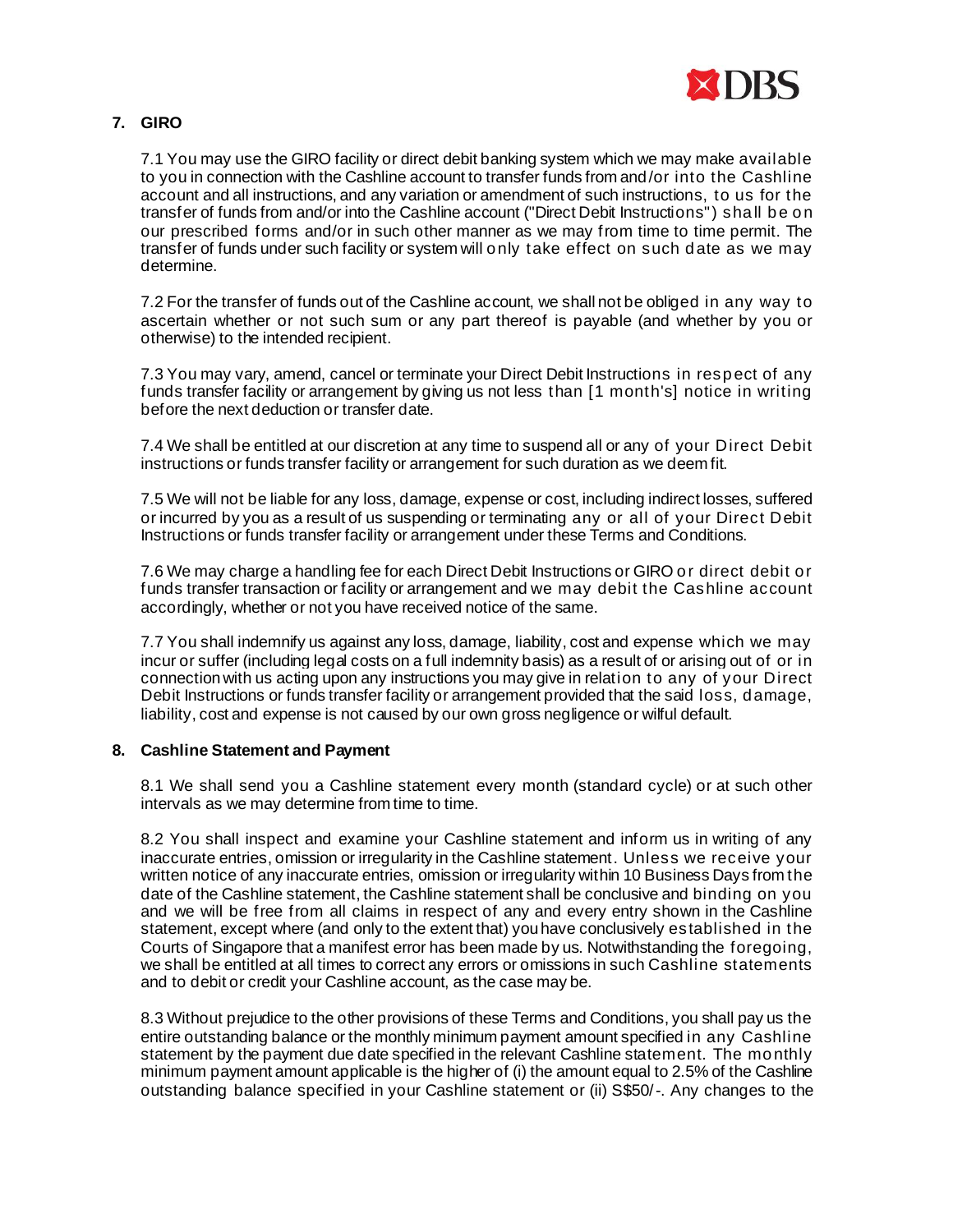## 7. GIRO

7.1 You may use the GIRO facility or direct debit banking system which we may make available to you in connection with the Cashline account to transfer funds from and/or into the Cashline account and all instructions, and any variation or amendment of such instructions, to us for the transfer of funds from and/or into the Cashline account ("Direct Debit Instructions") shall be on our prescribed forms and/or in such other manner as we may from time to time permit. The transfer of funds under such facility or system will only take effect on such date as we may determine.

7.2 For the transfer of funds out of the Cashline account, we shall not be obliged in any way to ascertain whether or not such sum or any part thereof is payable (and whether by you or otherwise) to the intended recipient.

7.3 You may vary, amend, cancel or terminate your Direct Debit Instructions in respect of any funds transfer facility or arrangement by giving us not less than [1 month's] notice in writing before the next deduction or transfer date.

7.4 We shall be entitled at our discretion at any time to suspend all or any of your Direct Debit instructions or funds transfer facility or arrangement for such duration as we deem fit.

7.5 We will not be liable for any loss, damage, expense or cost, including indirect losses, suffered or incurred by you as a result of us suspending or terminating any or all of your Direct Debit Instructions or funds transfer facility or arrangement under these Terms and Conditions.

7.6 We may charge a handling fee for each Direct Debit Instructions or GIRO or direct debit or funds transfer transaction or facility or arrangement and we may debit the Cashline account accordingly, whether or not you have received notice of the same.

7.7 You shall indemnify us against any loss, damage, liability, cost and expense which we may incur or suffer (including legal costs on a full indemnity basis) as a result of or arising out of or in connection with us acting upon any instructions you may give in relation to any of your Direct Debit Instructions or funds transfer facility or arrangement provided that the said loss, damage, liability, cost and expense is not caused by our own gross negligence or wilful default.

## 8. Cashline Statement and Payment

8.1 We shall send you a Cashline statement every month (standard cycle) or at such other intervals as we may determine from time to time.

8.2 You shall inspect and examine your Cashline statement and inform us in writing of any inaccurate entries, omission or irregularity in the Cashline statement. Unless we receive your written notice of any inaccurate entries, omission or irregularity within 10 Business Days from the date of the Cashline statement, the Cashline statement shall be conclusive and binding on you and we will be free from all claims in respect of any and every entry shown in the Cashline statement, except where (and only to the extent that) you have conclusively established in the Courts of Singapore that a manifest error has been made by us. Notwithstanding the foregoing, we shall be entitled at all times to correct any errors or omissions in such Cashline statements and to debit or credit your Cashline account, as the case may be.

8.3 Without prejudice to the other provisions of these Terms and Conditions, you shall pay us the entire outstanding balance or the monthly minimum payment amount specified in any Cashline statement by the payment due date specified in the relevant Cashline statement. The monthly minimum payment amount applicable is the higher of (i) the amount equal to 2.5% of the Cashline outstanding balance specified in your Cashline statement or (ii) S$50/-. Any changes to the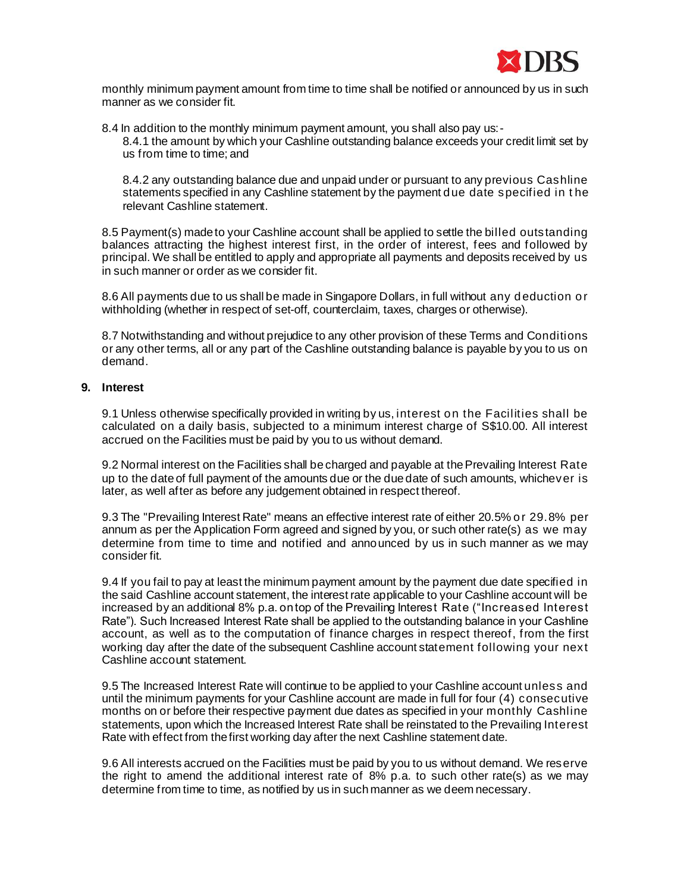monthly minimum payment amount from time to time shall be notified or announced by us in such manner as we consider fit.

8.4 In addition to the monthly minimum payment amount, you shall also pay us:-

8.4.1 the amount by which your Cashline outstanding balance exceeds your credit limit set by us from time to time; and

8.4.2 any outstanding balance due and unpaid under or pursuant to any previous Cashline statements specified in any Cashline statement by the payment due date specified in the relevant Cashline statement.

8.5 Payment(s) made to your Cashline account shall be applied to settle the billed outstanding balances attracting the highest interest first, in the order of interest, fees and followed by principal. We shall be entitled to apply and appropriate all payments and deposits received by us in such manner or order as we consider fit.

8.6 All payments due to us shall be made in Singapore Dollars, in full without any deduction or withholding (whether in respect of set-off, counterclaim, taxes, charges or otherwise).

8.7 Notwithstanding and without prejudice to any other provision of these Terms and Conditions or any other terms, all or any part of the Cashline outstanding balance is payable by you to us on demand.

## 9. Interest

9.1 Unless otherwise specifically provided in writing by us, interest on the Facilities shall be calculated on a daily basis, subjected to a minimum interest charge of S$10.00. All interest accrued on the Facilities must be paid by you to us without demand.

9.2 Normal interest on the Facilities shall be charged and payable at the Prevailing Interest Rate up to the date of full payment of the amounts due or the due date of such amounts, whichever is later, as well after as before any judgement obtained in respect thereof.

9.3 The "Prevailing Interest Rate" means an effective interest rate of either 20.5% or 29.8% per annum as per the Application Form agreed and signed by you, or such other rate(s) as we may determine from time to time and notified and announced by us in such manner as we may consider fit.

9.4 If you fail to pay at least the minimum payment amount by the payment due date specified in the said Cashline account statement, the interest rate applicable to your Cashline account will be increased by an additional 8% p.a. on top of the Prevailing Interest Rate ("Increased Interest Rate"). Such Increased Interest Rate shall be applied to the outstanding balance in your Cashline account, as well as to the computation of finance charges in respect thereof, from the first working day after the date of the subsequent Cashline account statement following your next Cashline account statement.

9.5 The Increased Interest Rate will continue to be applied to your Cashline account unless and until the minimum payments for your Cashline account are made in full for four (4) consecutive months on or before their respective payment due dates as specified in your monthly Cashline statements, upon which the Increased Interest Rate shall be reinstated to the Prevailing Interest Rate with effect from the first working day after the next Cashline statement date.

9.6 All interests accrued on the Facilities must be paid by you to us without demand. We reserve the right to amend the additional interest rate of 8% p.a. to such other rate(s) as we may determine from time to time, as notified by us in such manner as we deem necessary.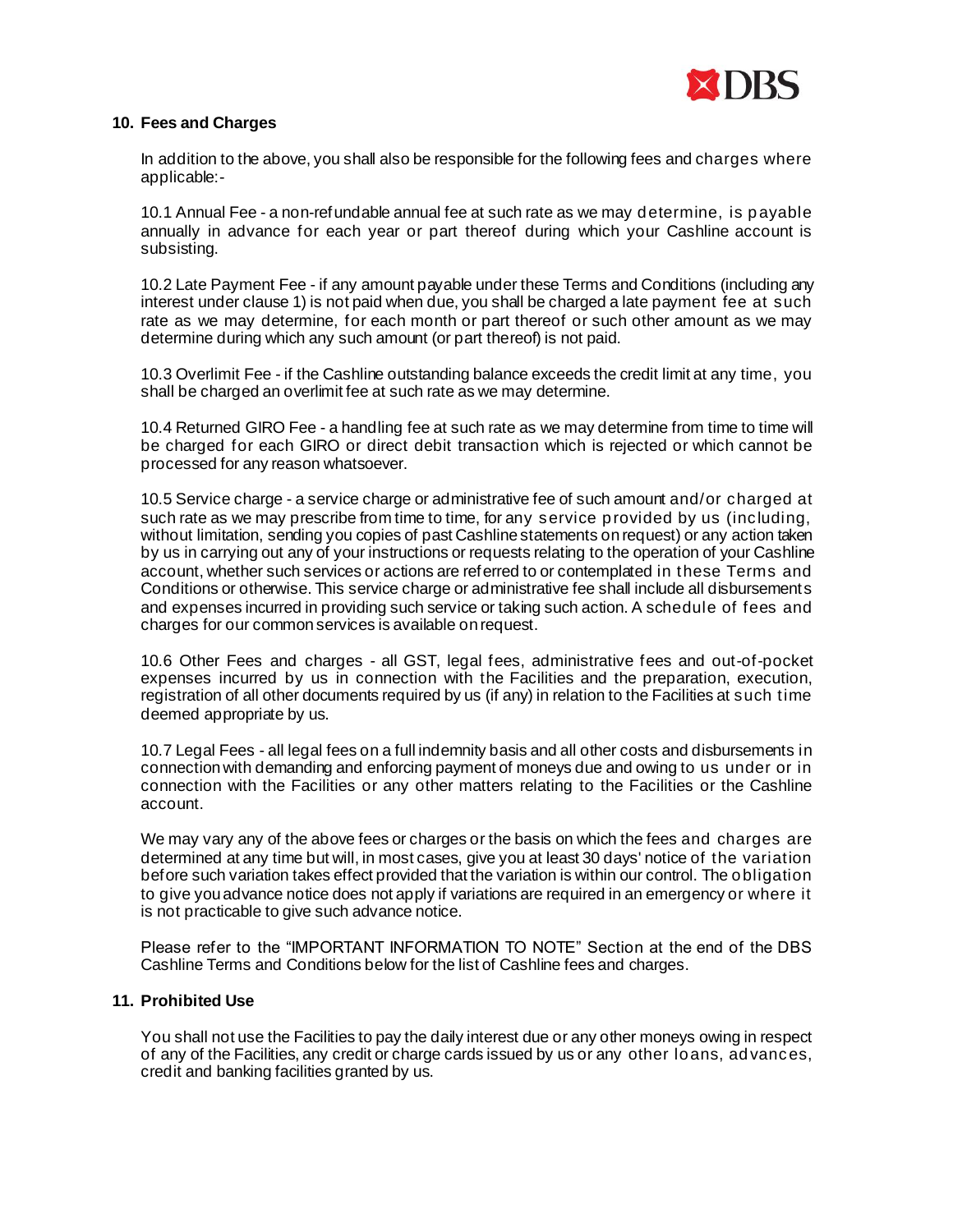## 10. Fees and Charges

In addition to the above, you shall also be responsible for the following fees and charges where applicable:-

10.1 Annual Fee - a non-refundable annual fee at such rate as we may determine, is payable annually in advance for each year or part thereof during which your Cashline account is subsisting.

10.2 Late Payment Fee - if any amount payable under these Terms and Conditions (including any interest under clause 1) is not paid when due, you shall be charged a late payment fee at such rate as we may determine, for each month or part thereof or such other amount as we may determine during which any such amount (or part thereof) is not paid.

10.3 Overlimit Fee - if the Cashline outstanding balance exceeds the credit limit at any time, you shall be charged an overlimit fee at such rate as we may determine.

10.4 Returned GIRO Fee - a handling fee at such rate as we may determine from time to time will be charged for each GIRO or direct debit transaction which is rejected or which cannot be processed for any reason whatsoever.

10.5 Service charge - a service charge or administrative fee of such amount and/or charged at such rate as we may prescribe from time to time, for any service provided by us (including, without limitation, sending you copies of past Cashline statements on request) or any action taken by us in carrying out any of your instructions or requests relating to the operation of your Cashline account, whether such services or actions are referred to or contemplated in these Terms and Conditions or otherwise. This service charge or administrative fee shall include all disbursements and expenses incurred in providing such service or taking such action. A schedule of fees and charges for our common services is available on request.

10.6 Other Fees and charges - all GST, legal fees, administrative fees and out-of-pocket expenses incurred by us in connection with the Facilities and the preparation, execution, registration of all other documents required by us (if any) in relation to the Facilities at such time deemed appropriate by us.

10.7 Legal Fees - all legal fees on a full indemnity basis and all other costs and disbursements in connection with demanding and enforcing payment of moneys due and owing to us under or in connection with the Facilities or any other matters relating to the Facilities or the Cashline account.

We may vary any of the above fees or charges or the basis on which the fees and charges are determined at any time but will, in most cases, give you at least 30 days' notice of the variation before such variation takes effect provided that the variation is within our control. The obligation to give you advance notice does not apply if variations are required in an emergency or where it is not practicable to give such advance notice.

Please refer to the "IMPORTANT INFORMATION TO NOTE" Section at the end of the DBS Cashline Terms and Conditions below for the list of Cashline fees and charges.

## 11. Prohibited Use

You shall not use the Facilities to pay the daily interest due or any other moneys owing in respect of any of the Facilities, any credit or charge cards issued by us or any other loans, advances, credit and banking facilities granted by us.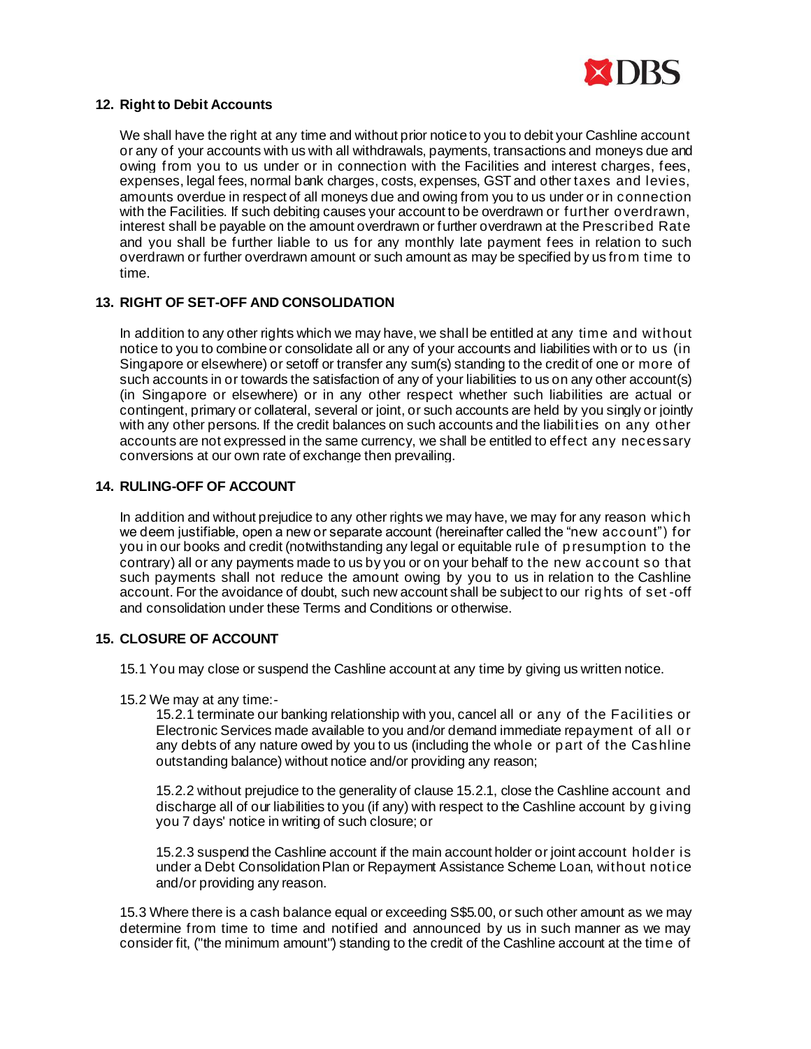## 12. Right to Debit Accounts

We shall have the right at any time and without prior notice to you to debit your Cashline account or any of your accounts with us with all withdrawals, payments, transactions and moneys due and owing from you to us under or in connection with the Facilities and interest charges, fees, expenses, legal fees, normal bank charges, costs, expenses, GST and other taxes and levies, amounts overdue in respect of all moneys due and owing from you to us under or in connection with the Facilities. If such debiting causes your account to be overdrawn or further overdrawn, interest shall be payable on the amount overdrawn or further overdrawn at the Prescribed Rate and you shall be further liable to us for any monthly late payment fees in relation to such overdrawn or further overdrawn amount or such amount as may be specified by us from time to time.

## 13. RIGHT OF SET-OFF AND CONSOLIDATION

In addition to any other rights which we may have, we shall be entitled at any time and without notice to you to combine or consolidate all or any of your accounts and liabilities with or to us (in Singapore or elsewhere) or setoff or transfer any sum(s) standing to the credit of one or more of such accounts in or towards the satisfaction of any of your liabilities to us on any other account(s) (in Singapore or elsewhere) or in any other respect whether such liabilities are actual or contingent, primary or collateral, several or joint, or such accounts are held by you singly or jointly with any other persons. If the credit balances on such accounts and the liabilities on any other accounts are not expressed in the same currency, we shall be entitled to effect any necessary conversions at our own rate of exchange then prevailing.

## 14. RULING-OFF OF ACCOUNT

In addition and without prejudice to any other rights we may have, we may for any reason which we deem justifiable, open a new or separate account (hereinafter called the "new account") for you in our books and credit (notwithstanding any legal or equitable rule of presumption to the contrary) all or any payments made to us by you or on your behalf to the new account so that such payments shall not reduce the amount owing by you to us in relation to the Cashline account. For the avoidance of doubt, such new account shall be subject to our rights of set-off and consolidation under these Terms and Conditions or otherwise.

## 15. CLOSURE OF ACCOUNT

15.1 You may close or suspend the Cashline account at any time by giving us written notice.

15.2 We may at any time:-

15.2.1 terminate our banking relationship with you, cancel all or any of the Facilities or Electronic Services made available to you and/or demand immediate repayment of all or any debts of any nature owed by you to us (including the whole or part of the Cashline outstanding balance) without notice and/or providing any reason;

15.2.2 without prejudice to the generality of clause 15.2.1, close the Cashline account and discharge all of our liabilities to you (if any) with respect to the Cashline account by giving you 7 days' notice in writing of such closure; or

15.2.3 suspend the Cashline account if the main account holder or joint account holder is under a Debt Consolidation Plan or Repayment Assistance Scheme Loan, without notice and/or providing any reason.

15.3 Where there is a cash balance equal or exceeding S$5.00, or such other amount as we may determine from time to time and notified and announced by us in such manner as we may consider fit, ("the minimum amount") standing to the credit of the Cashline account at the time of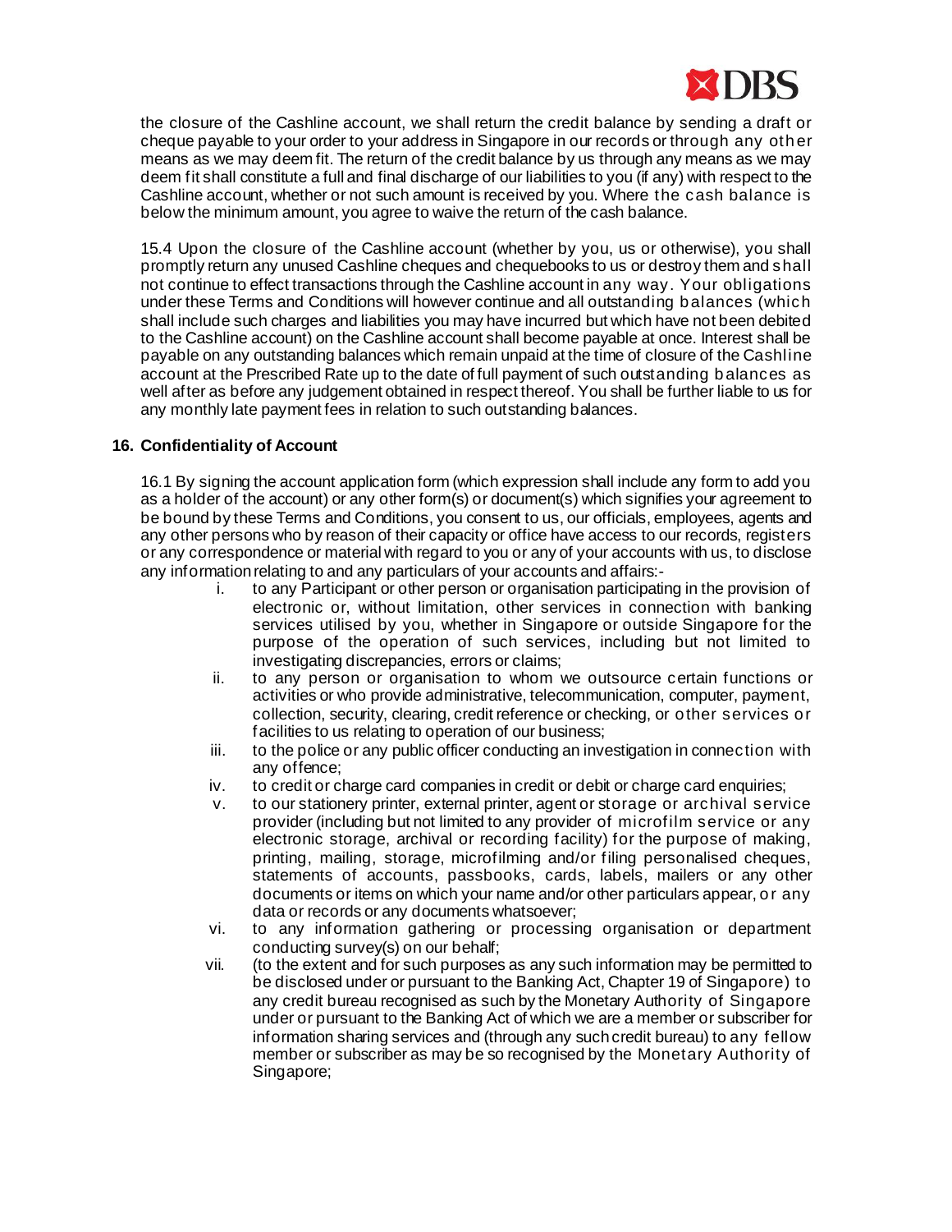the closure of the Cashline account, we shall return the credit balance by sending a draft or cheque payable to your order to your address in Singapore in our records or through any other means as we may deem fit. The return of the credit balance by us through any means as we may deem fit shall constitute a full and final discharge of our liabilities to you (if any) with respect to the Cashline account, whether or not such amount is received by you. Where the cash balance is below the minimum amount, you agree to waive the return of the cash balance.

15.4 Upon the closure of the Cashline account (whether by you, us or otherwise), you shall promptly return any unused Cashline cheques and chequebooks to us or destroy them and shall not continue to effect transactions through the Cashline account in any way. Your obligations under these Terms and Conditions will however continue and all outstanding balances (which shall include such charges and liabilities you may have incurred but which have not been debited to the Cashline account) on the Cashline account shall become payable at once. Interest shall be payable on any outstanding balances which remain unpaid at the time of closure of the Cashline account at the Prescribed Rate up to the date of full payment of such outstanding balances as well after as before any judgement obtained in respect thereof. You shall be further liable to us for any monthly late payment fees in relation to such outstanding balances.

## 16. Confidentiality of Account

16.1 By signing the account application form (which expression shall include any form to add you as a holder of the account) or any other form(s) or document(s) which signifies your agreement to be bound by these Terms and Conditions, you consent to us, our officials, employees, agents and any other persons who by reason of their capacity or office have access to our records, registers or any correspondence or material with regard to you or any of your accounts with us, to disclose any information relating to and any particulars of your accounts and affairs:-

i. to any Participant or other person or organisation participating in the provision of electronic or, without limitation, other services in connection with banking services utilised by you, whether in Singapore or outside Singapore for the purpose of the operation of such services, including but not limited to investigating discrepancies, errors or claims;

ii. to any person or organisation to whom we outsource certain functions or activities or who provide administrative, telecommunication, computer, payment, collection, security, clearing, credit reference or checking, or other services or facilities to us relating to operation of our business;

iii. to the police or any public officer conducting an investigation in connection with any offence;

iv. to credit or charge card companies in credit or debit or charge card enquiries;

v. to our stationery printer, external printer, agent or storage or archival service provider (including but not limited to any provider of microfilm service or any electronic storage, archival or recording facility) for the purpose of making, printing, mailing, storage, microfilming and/or filing personalised cheques, statements of accounts, passbooks, cards, labels, mailers or any other documents or items on which your name and/or other particulars appear, or any data or records or any documents whatsoever;

vi. to any information gathering or processing organisation or department conducting survey(s) on our behalf;

vii. (to the extent and for such purposes as any such information may be permitted to be disclosed under or pursuant to the Banking Act, Chapter 19 of Singapore) to any credit bureau recognised as such by the Monetary Authority of Singapore under or pursuant to the Banking Act of which we are a member or subscriber for information sharing services and (through any such credit bureau) to any fellow member or subscriber as may be so recognised by the Monetary Authority of Singapore;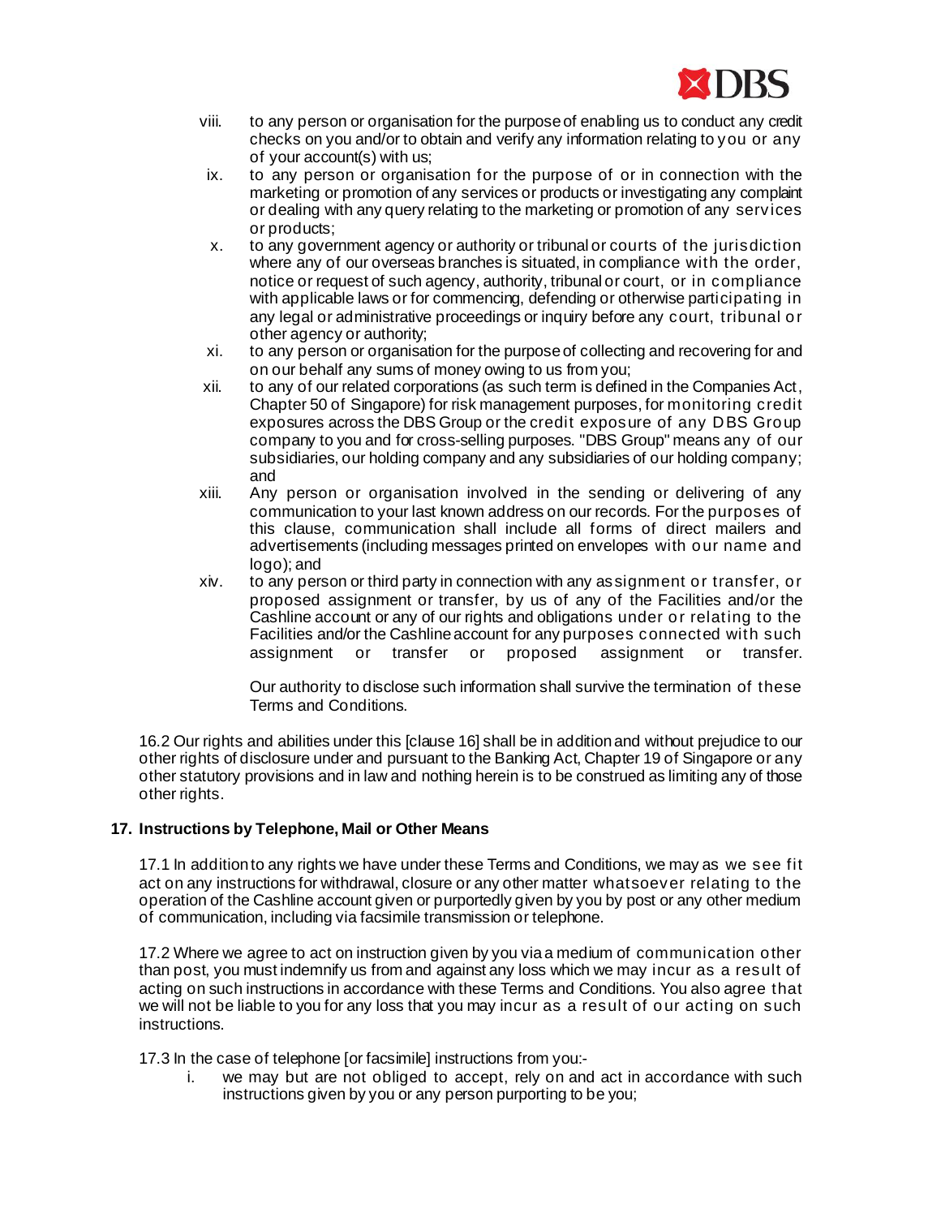viii. to any person or organisation for the purpose of enabling us to conduct any credit checks on you and/or to obtain and verify any information relating to you or any of your account(s) with us;

ix. to any person or organisation for the purpose of or in connection with the marketing or promotion of any services or products or investigating any complaint or dealing with any query relating to the marketing or promotion of any services or products;

x. to any government agency or authority or tribunal or courts of the jurisdiction where any of our overseas branches is situated, in compliance with the order, notice or request of such agency, authority, tribunal or court, or in compliance with applicable laws or for commencing, defending or otherwise participating in any legal or administrative proceedings or inquiry before any court, tribunal or other agency or authority;

xi. to any person or organisation for the purpose of collecting and recovering for and on our behalf any sums of money owing to us from you;

xii. to any of our related corporations (as such term is defined in the Companies Act, Chapter 50 of Singapore) for risk management purposes, for monitoring credit exposures across the DBS Group or the credit exposure of any DBS Group company to you and for cross-selling purposes. "DBS Group" means any of our subsidiaries, our holding company and any subsidiaries of our holding company; and

xiii. Any person or organisation involved in the sending or delivering of any communication to your last known address on our records. For the purposes of this clause, communication shall include all forms of direct mailers and advertisements (including messages printed on envelopes with our name and logo); and

xiv. to any person or third party in connection with any assignment or transfer, or proposed assignment or transfer, by us of any of the Facilities and/or the Cashline account or any of our rights and obligations under or relating to the Facilities and/or the Cashline account for any purposes connected with such assignment or transfer or proposed assignment or transfer.

Our authority to disclose such information shall survive the termination of these Terms and Conditions.

16.2 Our rights and abilities under this [clause 16] shall be in addition and without prejudice to our other rights of disclosure under and pursuant to the Banking Act, Chapter 19 of Singapore or any other statutory provisions and in law and nothing herein is to be construed as limiting any of those other rights.

## 17. Instructions by Telephone, Mail or Other Means

17.1 In addition to any rights we have under these Terms and Conditions, we may as we see fit act on any instructions for withdrawal, closure or any other matter whatsoever relating to the operation of the Cashline account given or purportedly given by you by post or any other medium of communication, including via facsimile transmission or telephone.

17.2 Where we agree to act on instruction given by you via a medium of communication other than post, you must indemnify us from and against any loss which we may incur as a result of acting on such instructions in accordance with these Terms and Conditions. You also agree that we will not be liable to you for any loss that you may incur as a result of our acting on such instructions.

17.3 In the case of telephone [or facsimile] instructions from you:-

i. we may but are not obliged to accept, rely on and act in accordance with such instructions given by you or any person purporting to be you;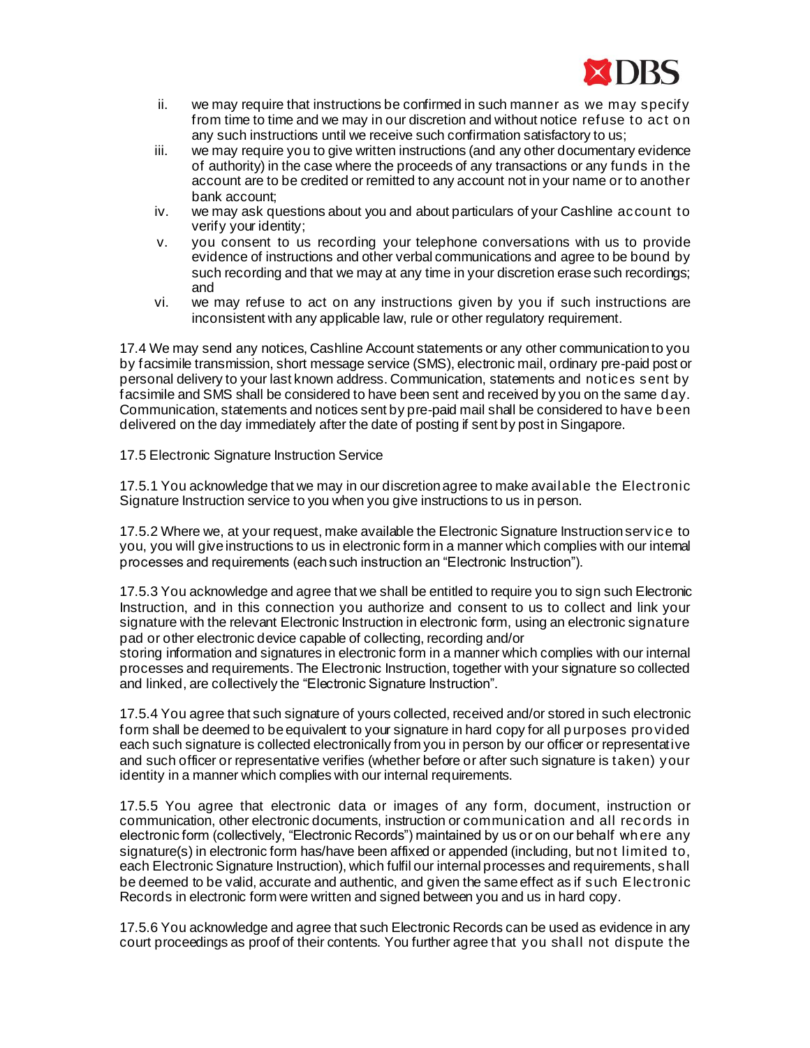ii. we may require that instructions be confirmed in such manner as we may specify from time to time and we may in our discretion and without notice refuse to act on any such instructions until we receive such confirmation satisfactory to us;

iii. we may require you to give written instructions (and any other documentary evidence of authority) in the case where the proceeds of any transactions or any funds in the account are to be credited or remitted to any account not in your name or to another bank account;

iv. we may ask questions about you and about particulars of your Cashline account to verify your identity;

v. you consent to us recording your telephone conversations with us to provide evidence of instructions and other verbal communications and agree to be bound by such recording and that we may at any time in your discretion erase such recordings; and

vi. we may refuse to act on any instructions given by you if such instructions are inconsistent with any applicable law, rule or other regulatory requirement.

17.4 We may send any notices, Cashline Account statements or any other communication to you by facsimile transmission, short message service (SMS), electronic mail, ordinary pre-paid post or personal delivery to your last known address. Communication, statements and notices sent by facsimile and SMS shall be considered to have been sent and received by you on the same day. Communication, statements and notices sent by pre-paid mail shall be considered to have been delivered on the day immediately after the date of posting if sent by post in Singapore.

17.5 Electronic Signature Instruction Service

17.5.1 You acknowledge that we may in our discretion agree to make available the Electronic Signature Instruction service to you when you give instructions to us in person.

17.5.2 Where we, at your request, make available the Electronic Signature Instruction service to you, you will give instructions to us in electronic form in a manner which complies with our internal processes and requirements (each such instruction an "Electronic Instruction").

17.5.3 You acknowledge and agree that we shall be entitled to require you to sign such Electronic Instruction, and in this connection you authorize and consent to us to collect and link your signature with the relevant Electronic Instruction in electronic form, using an electronic signature pad or other electronic device capable of collecting, recording and/or storing information and signatures in electronic form in a manner which complies with our internal processes and requirements. The Electronic Instruction, together with your signature so collected and linked, are collectively the "Electronic Signature Instruction".

17.5.4 You agree that such signature of yours collected, received and/or stored in such electronic form shall be deemed to be equivalent to your signature in hard copy for all purposes provided each such signature is collected electronically from you in person by our officer or representative and such officer or representative verifies (whether before or after such signature is taken) your identity in a manner which complies with our internal requirements.

17.5.5 You agree that electronic data or images of any form, document, instruction or communication, other electronic documents, instruction or communication and all records in electronic form (collectively, "Electronic Records") maintained by us or on our behalf where any signature(s) in electronic form has/have been affixed or appended (including, but not limited to, each Electronic Signature Instruction), which fulfil our internal processes and requirements, shall be deemed to be valid, accurate and authentic, and given the same effect as if such Electronic Records in electronic form were written and signed between you and us in hard copy.

17.5.6 You acknowledge and agree that such Electronic Records can be used as evidence in any court proceedings as proof of their contents. You further agree that you shall not dispute the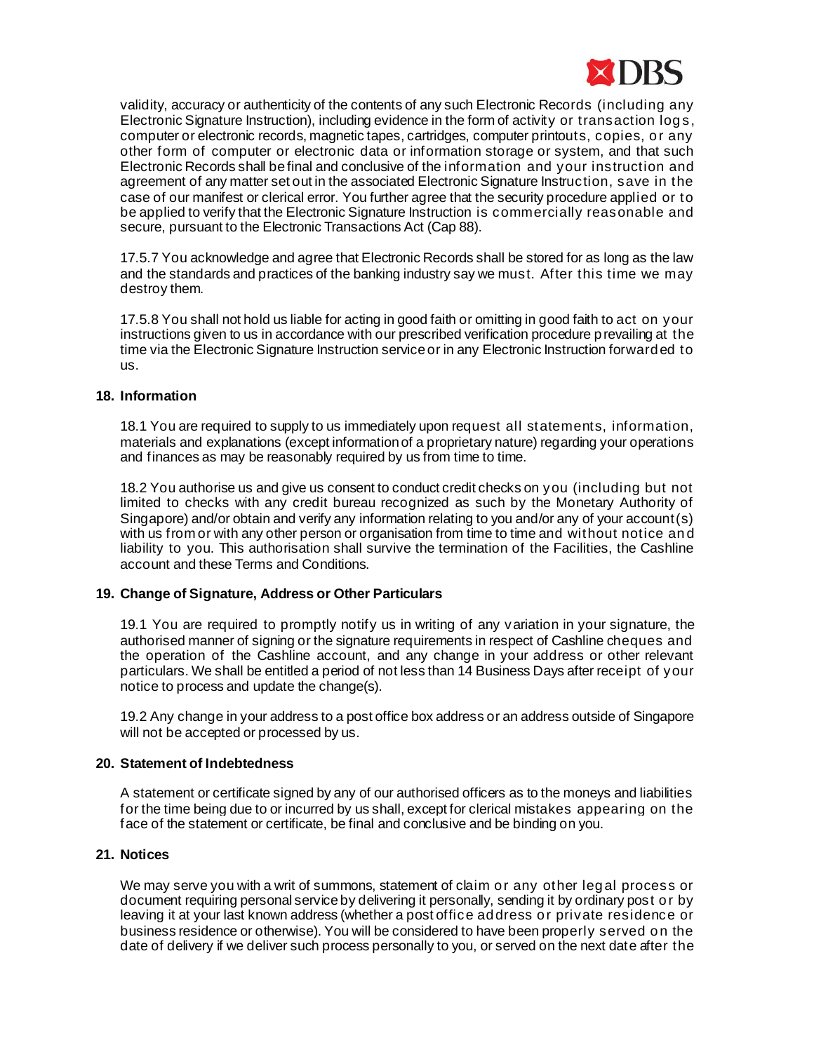validity, accuracy or authenticity of the contents of any such Electronic Records (including any Electronic Signature Instruction), including evidence in the form of activity or transaction logs, computer or electronic records, magnetic tapes, cartridges, computer printouts, copies, or any other form of computer or electronic data or information storage or system, and that such Electronic Records shall be final and conclusive of the information and your instruction and agreement of any matter set out in the associated Electronic Signature Instruction, save in the case of our manifest or clerical error. You further agree that the security procedure applied or to be applied to verify that the Electronic Signature Instruction is commercially reasonable and secure, pursuant to the Electronic Transactions Act (Cap 88).

17.5.7 You acknowledge and agree that Electronic Records shall be stored for as long as the law and the standards and practices of the banking industry say we must. After this time we may destroy them.

17.5.8 You shall not hold us liable for acting in good faith or omitting in good faith to act on your instructions given to us in accordance with our prescribed verification procedure prevailing at the time via the Electronic Signature Instruction service or in any Electronic Instruction forwarded to us.

## 18. Information

18.1 You are required to supply to us immediately upon request all statements, information, materials and explanations (except information of a proprietary nature) regarding your operations and finances as may be reasonably required by us from time to time.

18.2 You authorise us and give us consent to conduct credit checks on you (including but not limited to checks with any credit bureau recognized as such by the Monetary Authority of Singapore) and/or obtain and verify any information relating to you and/or any of your account(s) with us from or with any other person or organisation from time to time and without notice and liability to you. This authorisation shall survive the termination of the Facilities, the Cashline account and these Terms and Conditions.

## 19. Change of Signature, Address or Other Particulars

19.1 You are required to promptly notify us in writing of any variation in your signature, the authorised manner of signing or the signature requirements in respect of Cashline cheques and the operation of the Cashline account, and any change in your address or other relevant particulars. We shall be entitled a period of not less than 14 Business Days after receipt of your notice to process and update the change(s).

19.2 Any change in your address to a post office box address or an address outside of Singapore will not be accepted or processed by us.

## 20. Statement of Indebtedness

A statement or certificate signed by any of our authorised officers as to the moneys and liabilities for the time being due to or incurred by us shall, except for clerical mistakes appearing on the face of the statement or certificate, be final and conclusive and be binding on you.

## 21. Notices

We may serve you with a writ of summons, statement of claim or any other legal process or document requiring personal service by delivering it personally, sending it by ordinary post or by leaving it at your last known address (whether a post office address or private residence or business residence or otherwise). You will be considered to have been properly served on the date of delivery if we deliver such process personally to you, or served on the next date after the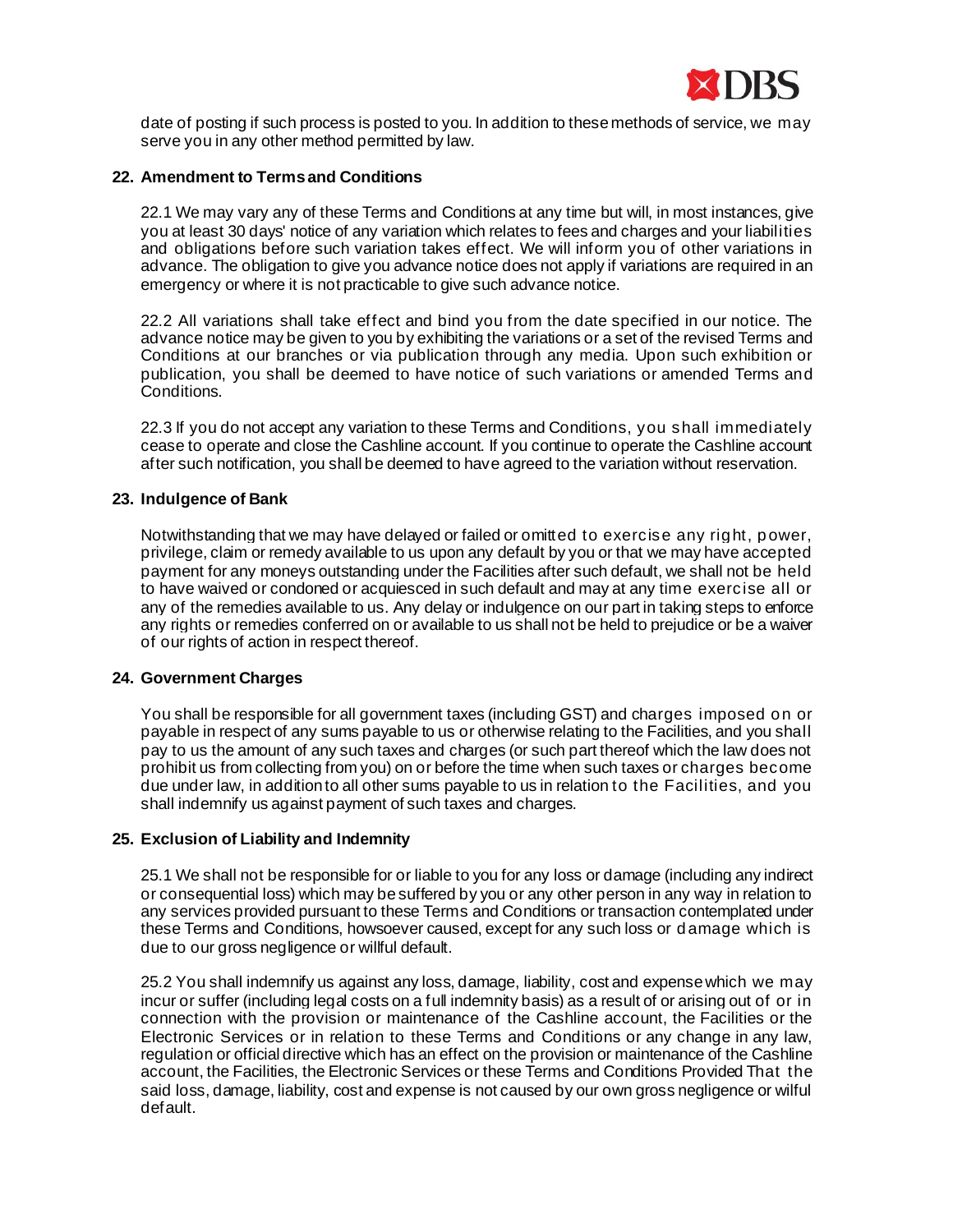date of posting if such process is posted to you. In addition to these methods of service, we may serve you in any other method permitted by law.

## 22. Amendment to Terms and Conditions

22.1 We may vary any of these Terms and Conditions at any time but will, in most instances, give you at least 30 days' notice of any variation which relates to fees and charges and your liabilities and obligations before such variation takes effect. We will inform you of other variations in advance. The obligation to give you advance notice does not apply if variations are required in an emergency or where it is not practicable to give such advance notice.

22.2 All variations shall take effect and bind you from the date specified in our notice. The advance notice may be given to you by exhibiting the variations or a set of the revised Terms and Conditions at our branches or via publication through any media. Upon such exhibition or publication, you shall be deemed to have notice of such variations or amended Terms and Conditions.

22.3 If you do not accept any variation to these Terms and Conditions, you shall immediately cease to operate and close the Cashline account. If you continue to operate the Cashline account after such notification, you shall be deemed to have agreed to the variation without reservation.

## 23. Indulgence of Bank

Notwithstanding that we may have delayed or failed or omitted to exercise any right, power, privilege, claim or remedy available to us upon any default by you or that we may have accepted payment for any moneys outstanding under the Facilities after such default, we shall not be held to have waived or condoned or acquiesced in such default and may at any time exercise all or any of the remedies available to us. Any delay or indulgence on our part in taking steps to enforce any rights or remedies conferred on or available to us shall not be held to prejudice or be a waiver of our rights of action in respect thereof.

## 24. Government Charges

You shall be responsible for all government taxes (including GST) and charges imposed on or payable in respect of any sums payable to us or otherwise relating to the Facilities, and you shall pay to us the amount of any such taxes and charges (or such part thereof which the law does not prohibit us from collecting from you) on or before the time when such taxes or charges become due under law, in addition to all other sums payable to us in relation to the Facilities, and you shall indemnify us against payment of such taxes and charges.

## 25. Exclusion of Liability and Indemnity

25.1 We shall not be responsible for or liable to you for any loss or damage (including any indirect or consequential loss) which may be suffered by you or any other person in any way in relation to any services provided pursuant to these Terms and Conditions or transaction contemplated under these Terms and Conditions, howsoever caused, except for any such loss or damage which is due to our gross negligence or willful default.

25.2 You shall indemnify us against any loss, damage, liability, cost and expense which we may incur or suffer (including legal costs on a full indemnity basis) as a result of or arising out of or in connection with the provision or maintenance of the Cashline account, the Facilities or the Electronic Services or in relation to these Terms and Conditions or any change in any law, regulation or official directive which has an effect on the provision or maintenance of the Cashline account, the Facilities, the Electronic Services or these Terms and Conditions Provided That the said loss, damage, liability, cost and expense is not caused by our own gross negligence or wilful default.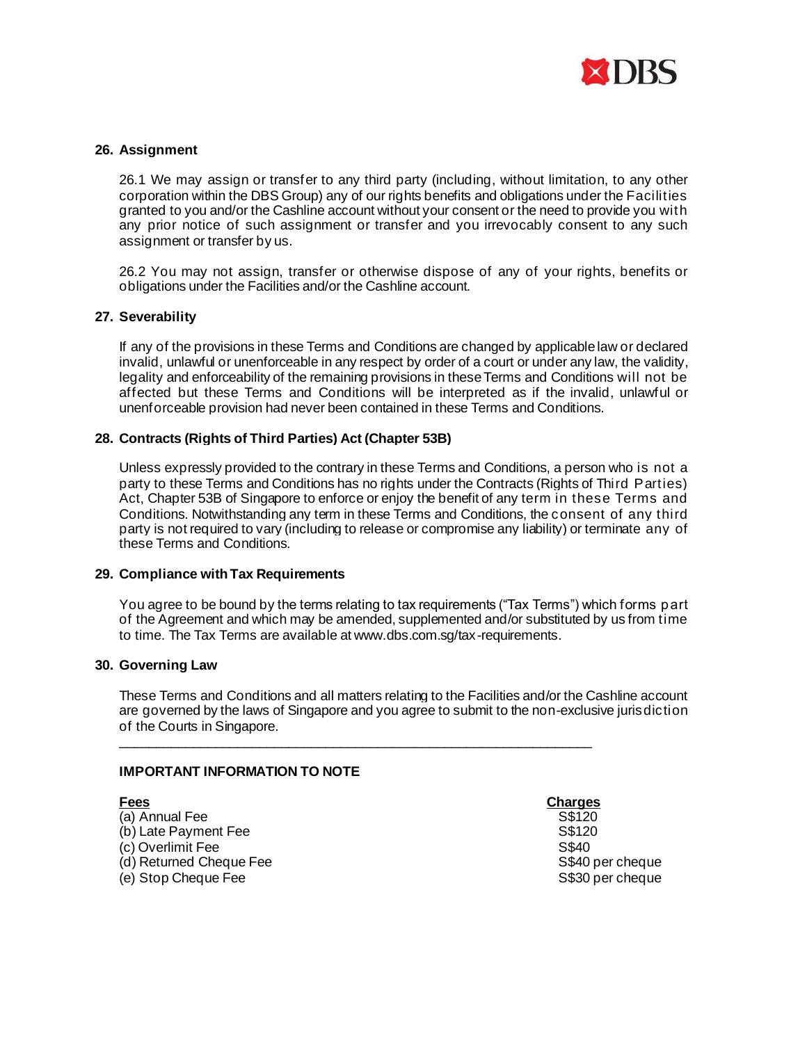## 26. Assignment

26.1 We may assign or transfer to any third party (including, without limitation, to any other corporation within the DBS Group) any of our rights benefits and obligations under the Facilities granted to you and/or the Cashline account without your consent or the need to provide you with any prior notice of such assignment or transfer and you irrevocably consent to any such assignment or transfer by us.

26.2 You may not assign, transfer or otherwise dispose of any of your rights, benefits or obligations under the Facilities and/or the Cashline account.

## 27. Severability

If any of the provisions in these Terms and Conditions are changed by applicable law or declared invalid, unlawful or unenforceable in any respect by order of a court or under any law, the validity, legality and enforceability of the remaining provisions in these Terms and Conditions will not be affected but these Terms and Conditions will be interpreted as if the invalid, unlawful or unenforceable provision had never been contained in these Terms and Conditions.

## 28. Contracts (Rights of Third Parties) Act (Chapter 53B)

Unless expressly provided to the contrary in these Terms and Conditions, a person who is not a party to these Terms and Conditions has no rights under the Contracts (Rights of Third Parties) Act, Chapter 53B of Singapore to enforce or enjoy the benefit of any term in these Terms and Conditions. Notwithstanding any term in these Terms and Conditions, the consent of any third party is not required to vary (including to release or compromise any liability) or terminate any of these Terms and Conditions.

## 29. Compliance with Tax Requirements

You agree to be bound by the terms relating to tax requirements ("Tax Terms") which forms part of the Agreement and which may be amended, supplemented and/or substituted by us from time to time. The Tax Terms are available at www.dbs.com.sg/tax-requirements.

## 30. Governing Law

These Terms and Conditions and all matters relating to the Facilities and/or the Cashline account are governed by the laws of Singapore and you agree to submit to the non-exclusive jurisdiction of the Courts in Singapore.

---

**IMPORTANT INFORMATION TO NOTE**

| Fees | Charges |
|---|---|
| (a) Annual Fee | S$120 |
| (b) Late Payment Fee | S$120 |
| (c) Overlimit Fee | S$40 |
| (d) Returned Cheque Fee | S$40 per cheque |
| (e) Stop Cheque Fee | S$30 per cheque |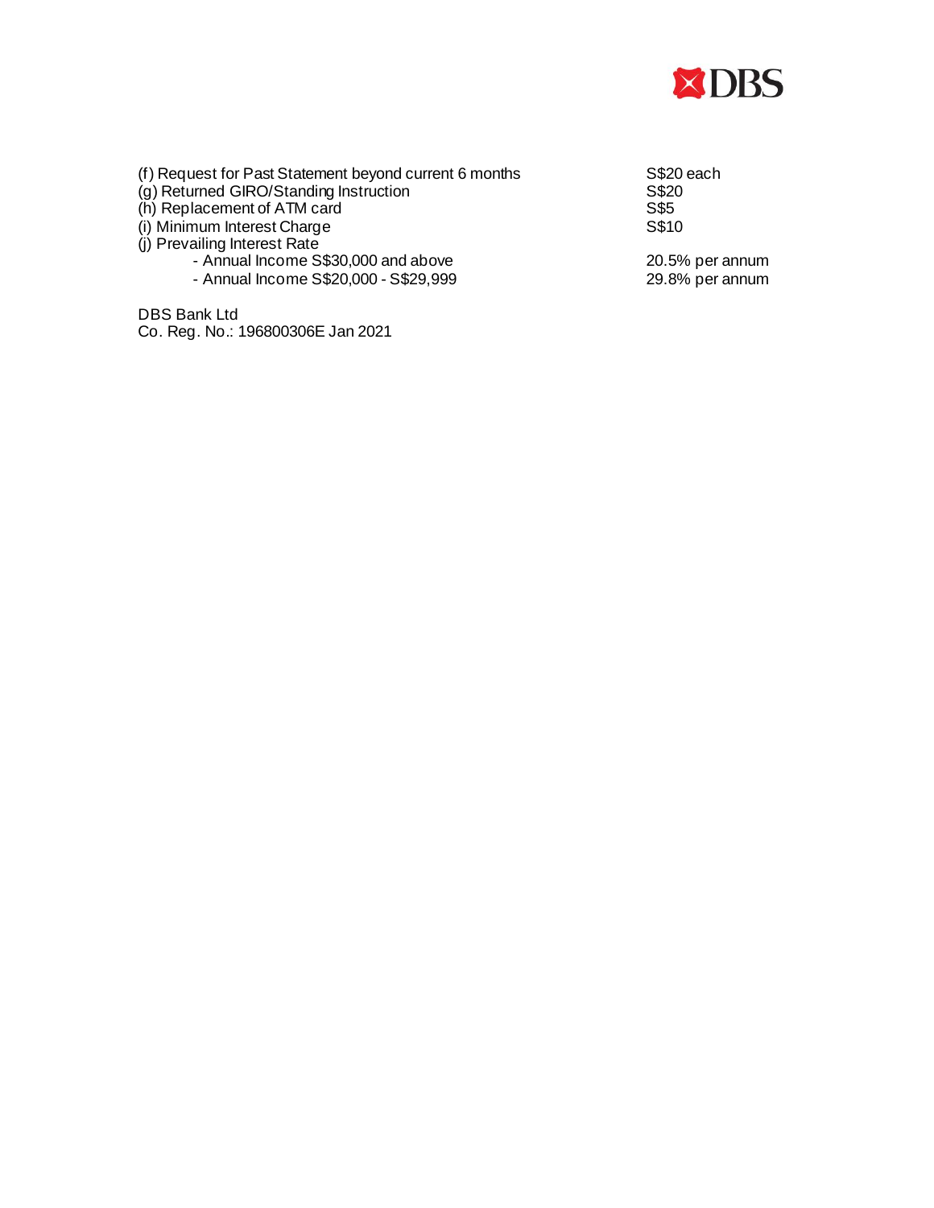| | |
|---|---|
| (f) Request for Past Statement beyond current 6 months | S$20 each |
| (g) Returned GIRO/Standing Instruction | S$20 |
| (h) Replacement of ATM card | S$5 |
| (i) Minimum Interest Charge | S$10 |
| (j) Prevailing Interest Rate | |
| - Annual Income S$30,000 and above | 20.5% per annum |
| - Annual Income S$20,000 - S$29,999 | 29.8% per annum |

DBS Bank Ltd
Co. Reg. No.: 196800306E Jan 2021